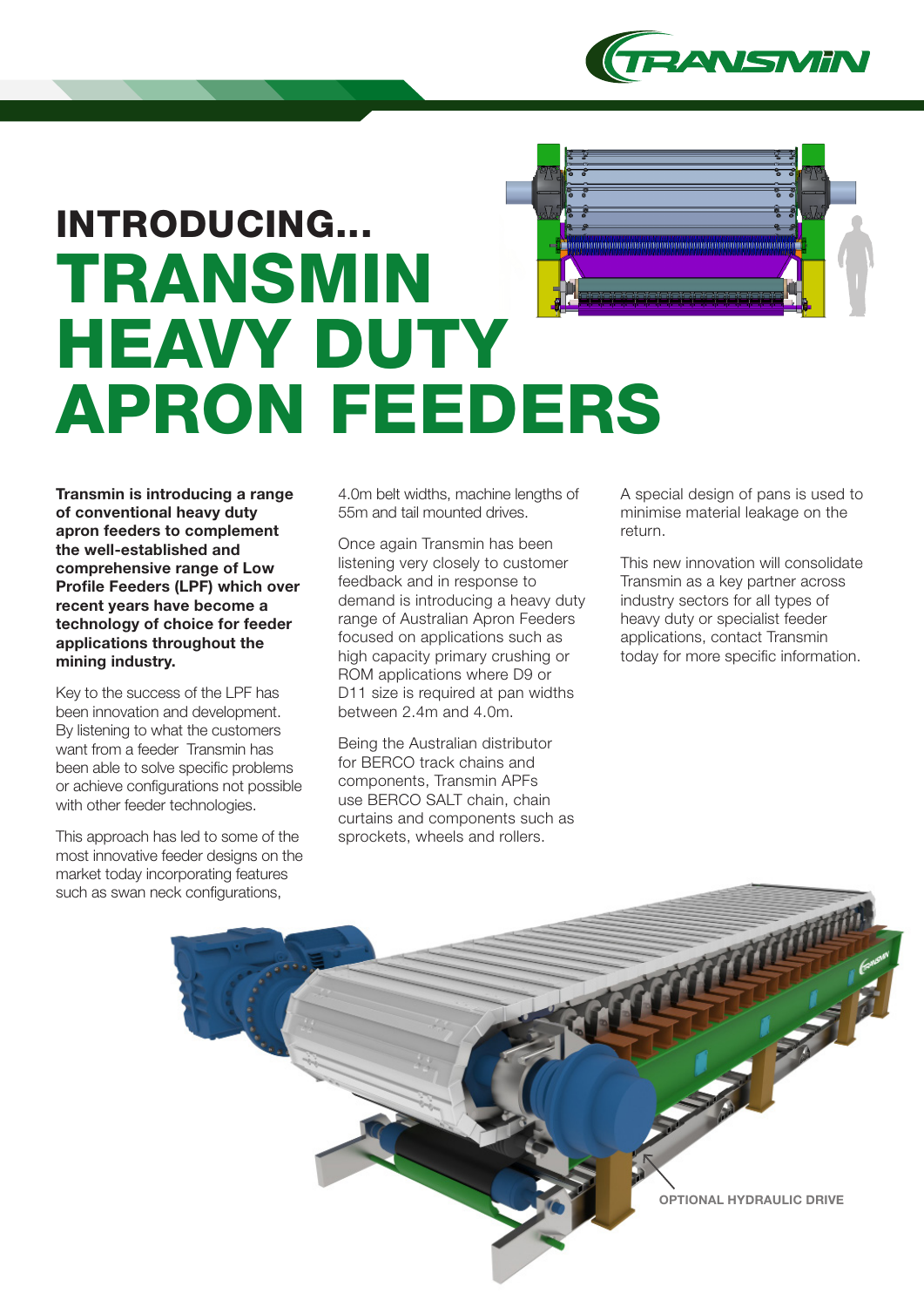# INTRODUCING…

# TRANSMIN HEAVY DUTY APRON FEEDERS

**Transmin is introducing a range of conventional heavy duty apron feeders to complement the well-established and comprehensive range of Low Profile Feeders (LPF) which over recent years have become a technology of choice for feeder applications throughout the mining industry.**

Key to the success of the LPF has been innovation and development. By listening to what the customers want from a feeder Transmin has been able to solve specific problems or achieve configurations not possible with other feeder technologies.

This approach has led to some of the most innovative feeder designs on the market today incorporating features such as swan neck configurations, 4.0m belt widths, machine lengths of 55m and tail mounted drives.

Once again Transmin has been listening very closely to customer feedback and in response to demand is introducing a heavy duty range of Australian Apron Feeders focused on applications such as high capacity primary crushing or ROM applications where D9 or D11 size is required at pan widths between 2.4m and 4.0m.

Being the Australian distributor for BERCO track chains and components, Transmin APFs use BERCO SALT chain, chain curtains and components such as sprockets, wheels and rollers.

A special design of pans is used to minimise material leakage on the return.

This new innovation will consolidate Transmin as a key partner across industry sectors for all types of heavy duty or specialist feeder applications, contact Transmin today for more specific information.

OPTIONAL HYDRAULIC DRIVE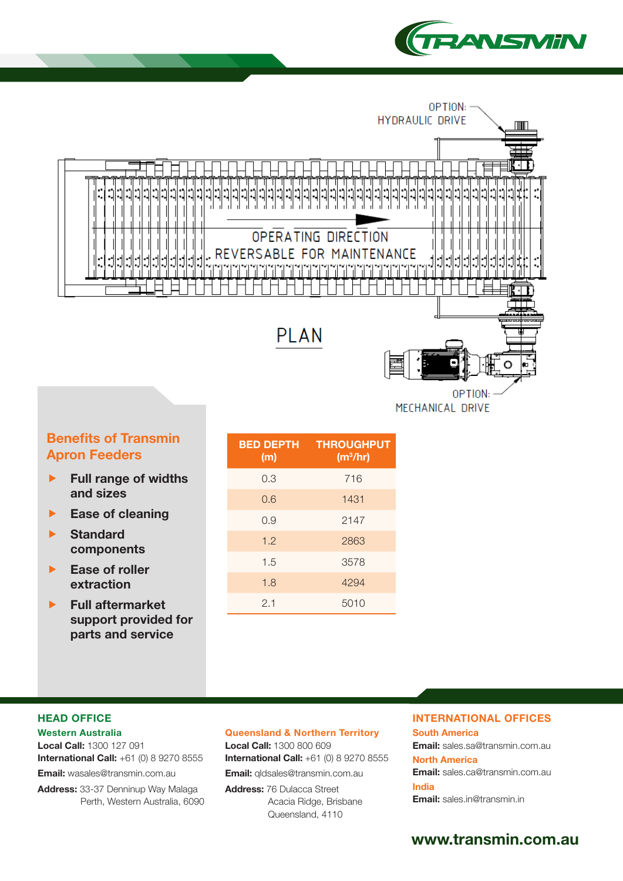OPTION:
HYDRAULIC DRIVE

OPERATING DIRECTION
REVERSABLE FOR MAINTENANCE

PLAN

OPTION:
MECHANICAL DRIVE

## Benefits of Transmin Apron Feeders

- **Full range of widths and sizes**
- **Ease of cleaning**
- **Standard components**
- **Ease of roller extraction**
- **Full aftermarket support provided for parts and service**

| BED DEPTH (m) | THROUGHPUT ($m^3$/hr) |
|---|---|
| 0.3 | 716 |
| 0.6 | 1431 |
| 0.9 | 2147 |
| 1.2 | 2863 |
| 1.5 | 3578 |
| 1.8 | 4294 |
| 2.1 | 5010 |

## HEAD OFFICE

**Western Australia**

**Local Call:** 1300 127 091
**International Call:** +61 (0) 8 9270 8555
**Email:** wasales@transmin.com.au
**Address:** 33-37 Denninup Way Malaga
Perth, Western Australia, 6090

**Queensland & Northern Territory**

**Local Call:** 1300 800 609
**International Call:** +61 (0) 8 9270 8555
**Email:** qldsales@transmin.com.au
**Address:** 76 Dulacca Street
Acacia Ridge, Brisbane
Queensland, 4110

## INTERNATIONAL OFFICES

**South America**
**Email:** sales.sa@transmin.com.au

**North America**
**Email:** sales.ca@transmin.com.au

**India**
**Email:** sales.in@transmin.in

**www.transmin.com.au**